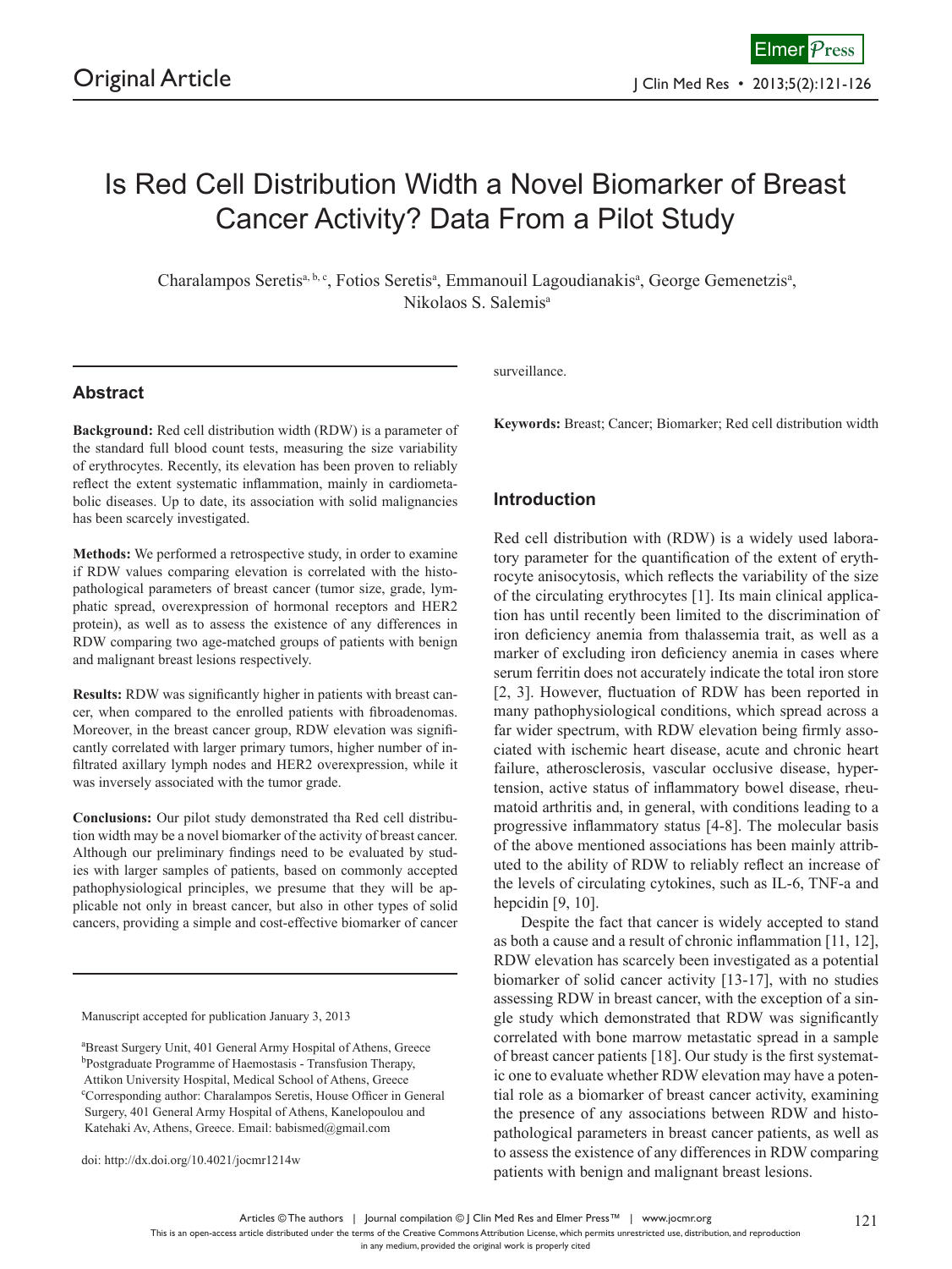Original Article

# Is Red Cell Distribution Width a Novel Biomarker of Breast Cancer Activity? Data From a Pilot Study

Charalampos Seretis[a, b, c], Fotios Seretis[a], Emmanouil Lagoudianakis[a], George Gemenetzis[a], Nikolaos S. Salemis[a]

## Abstract

**Background:** Red cell distribution width (RDW) is a parameter of the standard full blood count tests, measuring the size variability of erythrocytes. Recently, its elevation has been proven to reliably reflect the extent systematic inflammation, mainly in cardiometabolic diseases. Up to date, its association with solid malignancies has been scarcely investigated.

**Methods:** We performed a retrospective study, in order to examine if RDW values comparing elevation is correlated with the histopathological parameters of breast cancer (tumor size, grade, lymphatic spread, overexpression of hormonal receptors and HER2 protein), as well as to assess the existence of any differences in RDW comparing two age-matched groups of patients with benign and malignant breast lesions respectively.

**Results:** RDW was significantly higher in patients with breast cancer, when compared to the enrolled patients with fibroadenomas. Moreover, in the breast cancer group, RDW elevation was significantly correlated with larger primary tumors, higher number of infiltrated axillary lymph nodes and HER2 overexpression, while it was inversely associated with the tumor grade.

**Conclusions:** Our pilot study demonstrated tha Red cell distribution width may be a novel biomarker of the activity of breast cancer. Although our preliminary findings need to be evaluated by studies with larger samples of patients, based on commonly accepted pathophysiological principles, we presume that they will be applicable not only in breast cancer, but also in other types of solid cancers, providing a simple and cost-effective biomarker of cancer surveillance.

**Keywords:** Breast; Cancer; Biomarker; Red cell distribution width

Manuscript accepted for publication January 3, 2013

[a]Breast Surgery Unit, 401 General Army Hospital of Athens, Greece
[b]Postgraduate Programme of Haemostasis - Transfusion Therapy, Attikon University Hospital, Medical School of Athens, Greece
[c]Corresponding author: Charalampos Seretis, House Officer in General Surgery, 401 General Army Hospital of Athens, Kanelopoulou and Katehaki Av, Athens, Greece. Email: babismed@gmail.com

doi: http://dx.doi.org/10.4021/jocmr1214w

## Introduction

Red cell distribution with (RDW) is a widely used laboratory parameter for the quantification of the extent of erythrocyte anisocytosis, which reflects the variability of the size of the circulating erythrocytes [1]. Its main clinical application has until recently been limited to the discrimination of iron deficiency anemia from thalassemia trait, as well as a marker of excluding iron deficiency anemia in cases where serum ferritin does not accurately indicate the total iron store [2, 3]. However, fluctuation of RDW has been reported in many pathophysiological conditions, which spread across a far wider spectrum, with RDW elevation being firmly associated with ischemic heart disease, acute and chronic heart failure, atherosclerosis, vascular occlusive disease, hypertension, active status of inflammatory bowel disease, rheumatoid arthritis and, in general, with conditions leading to a progressive inflammatory status [4-8]. The molecular basis of the above mentioned associations has been mainly attributed to the ability of RDW to reliably reflect an increase of the levels of circulating cytokines, such as IL-6, TNF-a and hepcidin [9, 10].

Despite the fact that cancer is widely accepted to stand as both a cause and a result of chronic inflammation [11, 12], RDW elevation has scarcely been investigated as a potential biomarker of solid cancer activity [13-17], with no studies assessing RDW in breast cancer, with the exception of a single study which demonstrated that RDW was significantly correlated with bone marrow metastatic spread in a sample of breast cancer patients [18]. Our study is the first systematic one to evaluate whether RDW elevation may have a potential role as a biomarker of breast cancer activity, examining the presence of any associations between RDW and histopathological parameters in breast cancer patients, as well as to assess the existence of any differences in RDW comparing patients with benign and malignant breast lesions.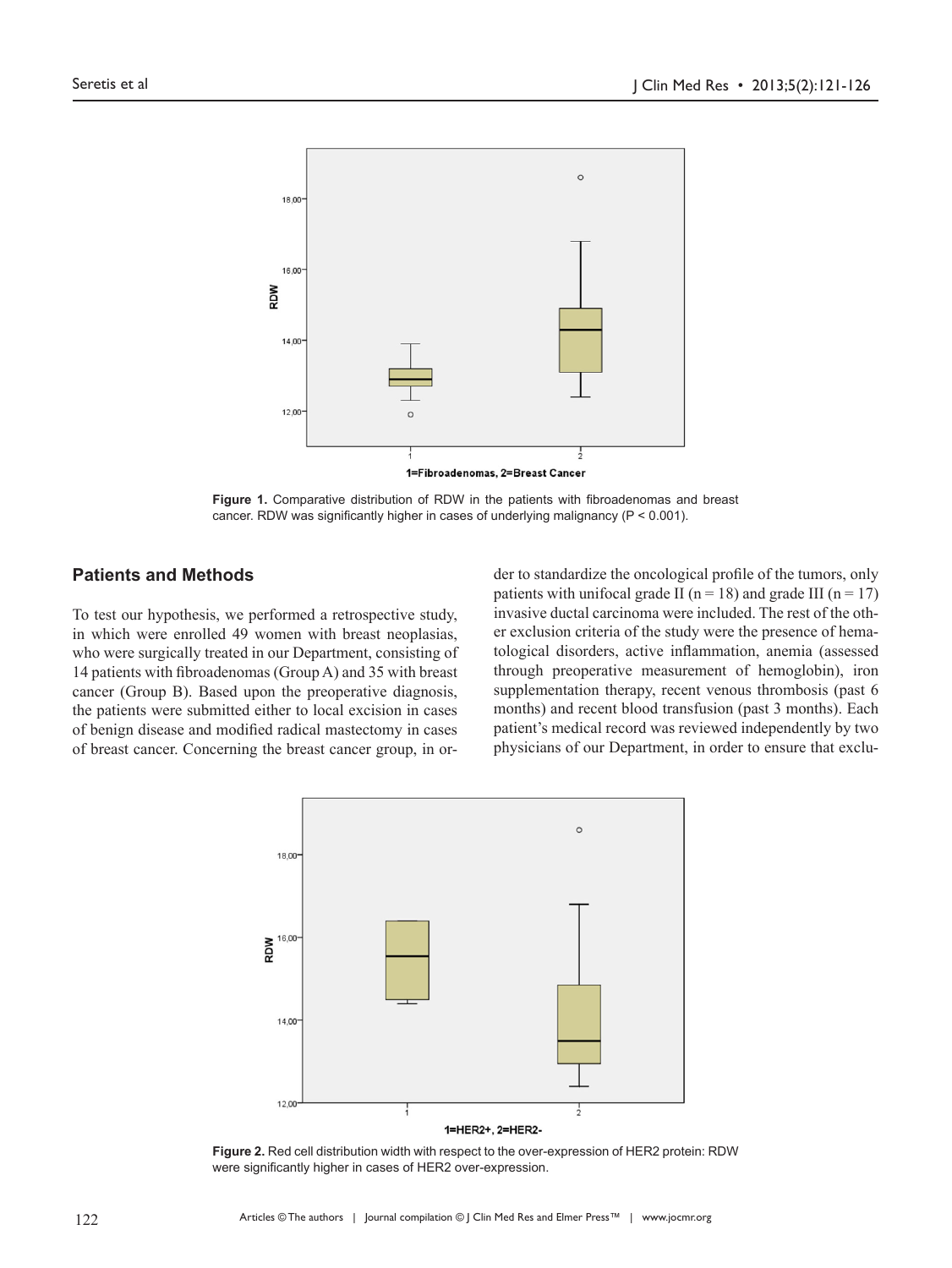Figure 1. Comparative distribution of RDW in the patients with fibroadenomas and breast cancer. RDW was significantly higher in cases of underlying malignancy (P < 0.001).

## Patients and Methods

To test our hypothesis, we performed a retrospective study, in which were enrolled 49 women with breast neoplasias, who were surgically treated in our Department, consisting of 14 patients with fibroadenomas (Group A) and 35 with breast cancer (Group B). Based upon the preoperative diagnosis, the patients were submitted either to local excision in cases of benign disease and modified radical mastectomy in cases of breast cancer. Concerning the breast cancer group, in order to standardize the oncological profile of the tumors, only patients with unifocal grade II (n = 18) and grade III (n = 17) invasive ductal carcinoma were included. The rest of the other exclusion criteria of the study were the presence of hematological disorders, active inflammation, anemia (assessed through preoperative measurement of hemoglobin), iron supplementation therapy, recent venous thrombosis (past 6 months) and recent blood transfusion (past 3 months). Each patient's medical record was reviewed independently by two physicians of our Department, in order to ensure that exclu-

Figure 2. Red cell distribution width with respect to the over-expression of HER2 protein: RDW were significantly higher in cases of HER2 over-expression.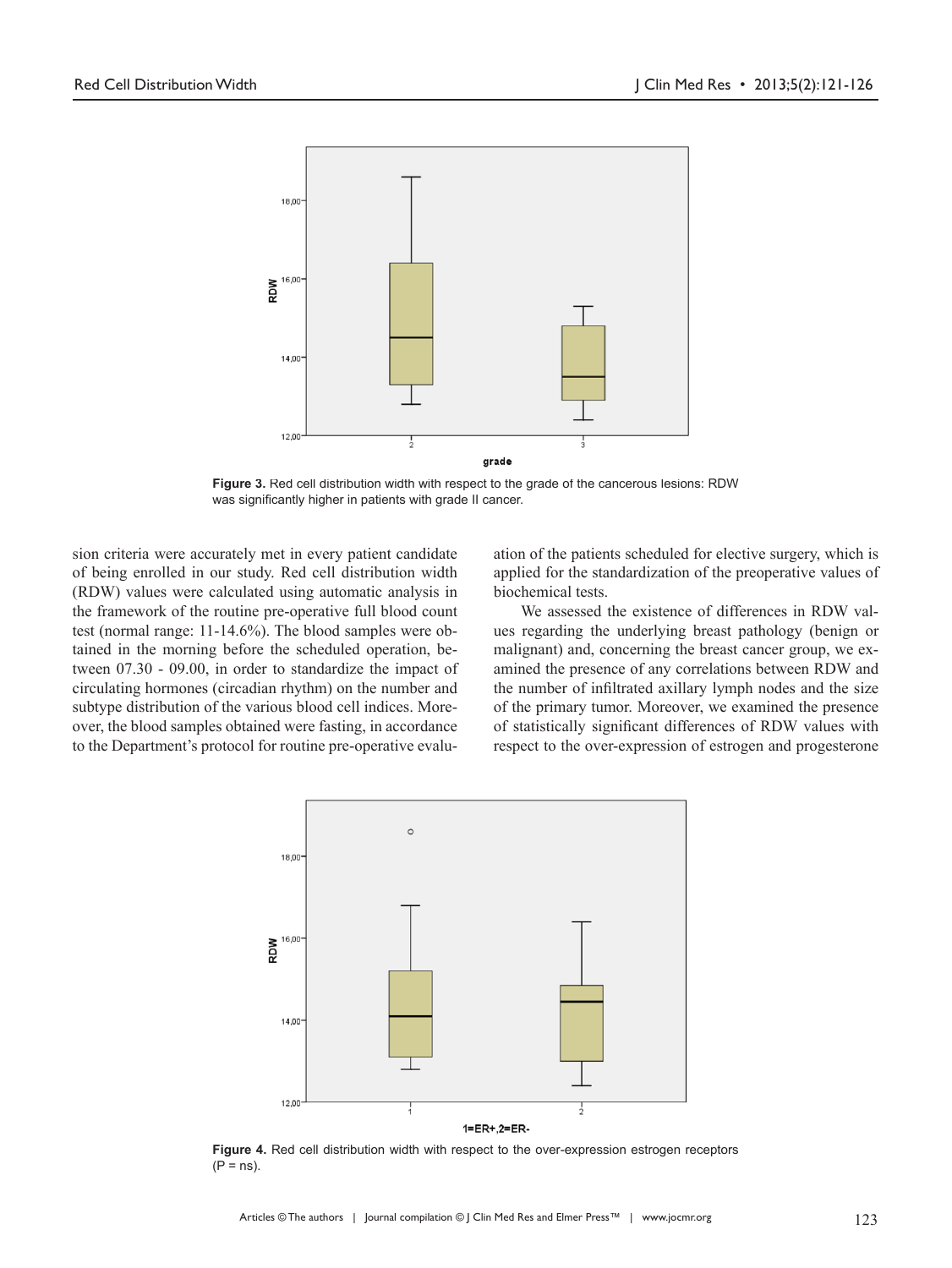Figure 3. Red cell distribution width with respect to the grade of the cancerous lesions: RDW was significantly higher in patients with grade II cancer.

sion criteria were accurately met in every patient candidate of being enrolled in our study. Red cell distribution width (RDW) values were calculated using automatic analysis in the framework of the routine pre-operative full blood count test (normal range: 11-14.6%). The blood samples were obtained in the morning before the scheduled operation, between 07.30 - 09.00, in order to standardize the impact of circulating hormones (circadian rhythm) on the number and subtype distribution of the various blood cell indices. Moreover, the blood samples obtained were fasting, in accordance to the Department's protocol for routine pre-operative evaluation of the patients scheduled for elective surgery, which is applied for the standardization of the preoperative values of biochemical tests.

We assessed the existence of differences in RDW values regarding the underlying breast pathology (benign or malignant) and, concerning the breast cancer group, we examined the presence of any correlations between RDW and the number of infiltrated axillary lymph nodes and the size of the primary tumor. Moreover, we examined the presence of statistically significant differences of RDW values with respect to the over-expression of estrogen and progesterone

Figure 4. Red cell distribution width with respect to the over-expression estrogen receptors (P = ns).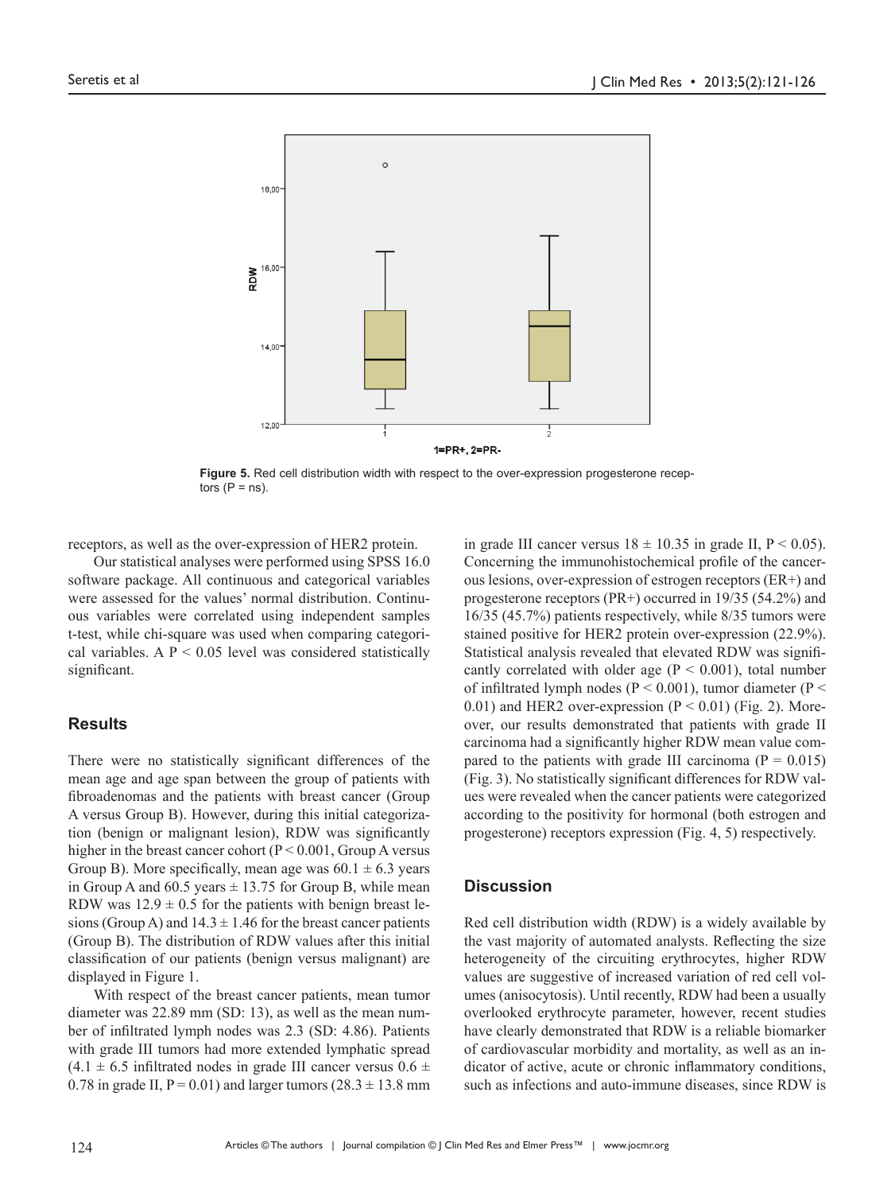Figure 5. Red cell distribution width with respect to the over-expression progesterone receptors (P = ns).

receptors, as well as the over-expression of HER2 protein.

Our statistical analyses were performed using SPSS 16.0 software package. All continuous and categorical variables were assessed for the values' normal distribution. Continuous variables were correlated using independent samples t-test, while chi-square was used when comparing categorical variables. A $P < 0.05$ level was considered statistically significant.

## Results

There were no statistically significant differences of the mean age and age span between the group of patients with fibroadenomas and the patients with breast cancer (Group A versus Group B). However, during this initial categorization (benign or malignant lesion), RDW was significantly higher in the breast cancer cohort ($P < 0.001$, Group A versus Group B). More specifically, mean age was $60.1 \pm 6.3$ years in Group A and 60.5 years $\pm$ 13.75 for Group B, while mean RDW was $12.9 \pm 0.5$ for the patients with benign breast lesions (Group A) and $14.3 \pm 1.46$ for the breast cancer patients (Group B). The distribution of RDW values after this initial classification of our patients (benign versus malignant) are displayed in Figure 1.

With respect of the breast cancer patients, mean tumor diameter was 22.89 mm (SD: 13), as well as the mean number of infiltrated lymph nodes was 2.3 (SD: 4.86). Patients with grade III tumors had more extended lymphatic spread ($4.1 \pm 6.5$ infiltrated nodes in grade III cancer versus $0.6 \pm 0.78$ in grade II, $P = 0.01$) and larger tumors ($28.3 \pm 13.8$ mm in grade III cancer versus $18 \pm 10.35$ in grade II, $P < 0.05$). Concerning the immunohistochemical profile of the cancerous lesions, over-expression of estrogen receptors (ER+) and progesterone receptors (PR+) occurred in 19/35 (54.2%) and 16/35 (45.7%) patients respectively, while 8/35 tumors were stained positive for HER2 protein over-expression (22.9%). Statistical analysis revealed that elevated RDW was significantly correlated with older age ($P < 0.001$), total number of infiltrated lymph nodes ($P < 0.001$), tumor diameter ($P < 0.01$) and HER2 over-expression ($P < 0.01$) (Fig. 2). Moreover, our results demonstrated that patients with grade II carcinoma had a significantly higher RDW mean value compared to the patients with grade III carcinoma ($P = 0.015$) (Fig. 3). No statistically significant differences for RDW values were revealed when the cancer patients were categorized according to the positivity for hormonal (both estrogen and progesterone) receptors expression (Fig. 4, 5) respectively.

## Discussion

Red cell distribution width (RDW) is a widely available by the vast majority of automated analysts. Reflecting the size heterogeneity of the circuiting erythrocytes, higher RDW values are suggestive of increased variation of red cell volumes (anisocytosis). Until recently, RDW had been a usually overlooked erythrocyte parameter, however, recent studies have clearly demonstrated that RDW is a reliable biomarker of cardiovascular morbidity and mortality, as well as an indicator of active, acute or chronic inflammatory conditions, such as infections and auto-immune diseases, since RDW is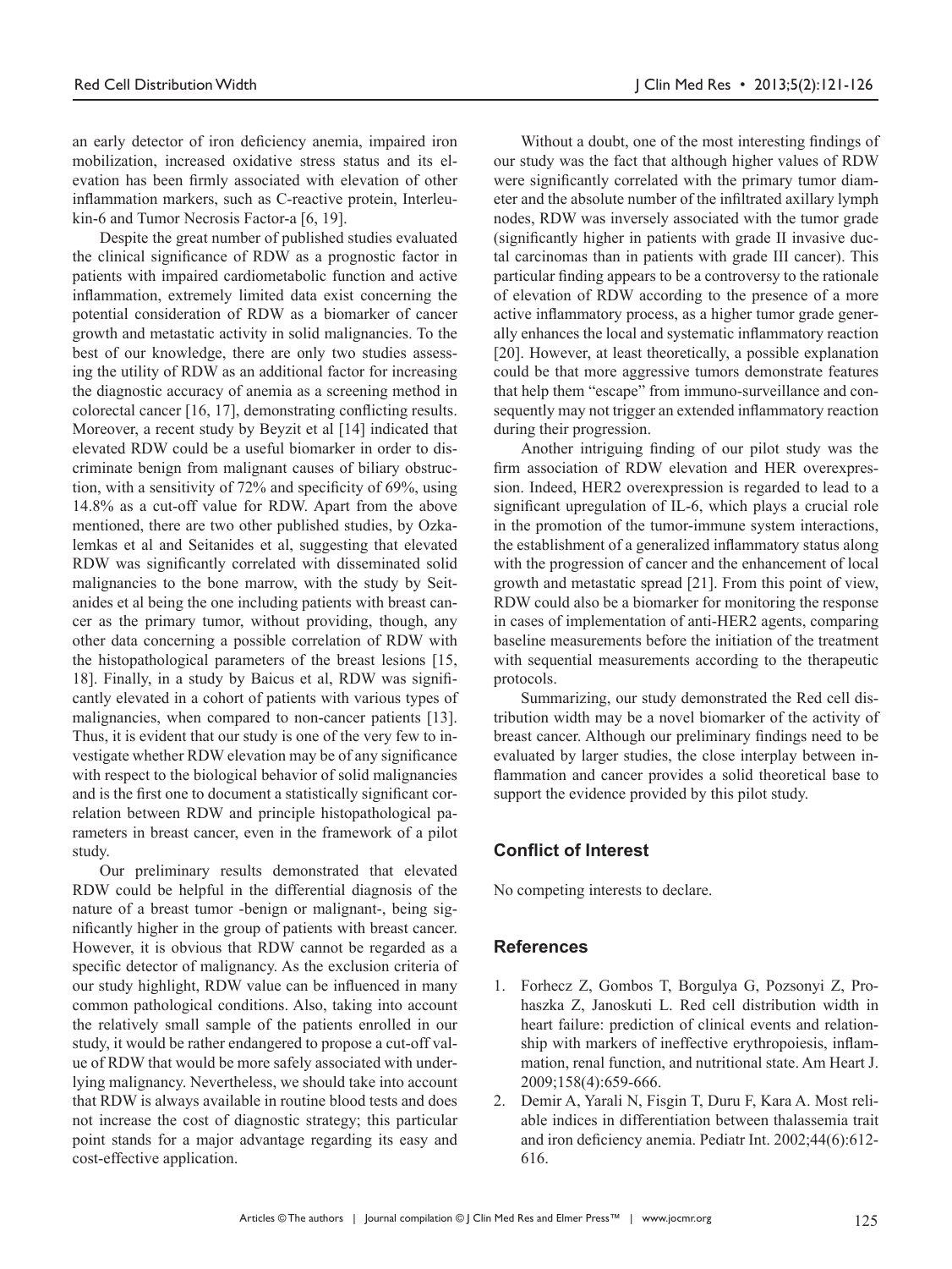an early detector of iron deficiency anemia, impaired iron mobilization, increased oxidative stress status and its elevation has been firmly associated with elevation of other inflammation markers, such as C-reactive protein, Interleukin-6 and Tumor Necrosis Factor-a [6, 19].

Despite the great number of published studies evaluated the clinical significance of RDW as a prognostic factor in patients with impaired cardiometabolic function and active inflammation, extremely limited data exist concerning the potential consideration of RDW as a biomarker of cancer growth and metastatic activity in solid malignancies. To the best of our knowledge, there are only two studies assessing the utility of RDW as an additional factor for increasing the diagnostic accuracy of anemia as a screening method in colorectal cancer [16, 17], demonstrating conflicting results. Moreover, a recent study by Beyzit et al [14] indicated that elevated RDW could be a useful biomarker in order to discriminate benign from malignant causes of biliary obstruction, with a sensitivity of 72% and specificity of 69%, using 14.8% as a cut-off value for RDW. Apart from the above mentioned, there are two other published studies, by Ozkalemkas et al and Seitanides et al, suggesting that elevated RDW was significantly correlated with disseminated solid malignancies to the bone marrow, with the study by Seitanides et al being the one including patients with breast cancer as the primary tumor, without providing, though, any other data concerning a possible correlation of RDW with the histopathological parameters of the breast lesions [15, 18]. Finally, in a study by Baicus et al, RDW was significantly elevated in a cohort of patients with various types of malignancies, when compared to non-cancer patients [13]. Thus, it is evident that our study is one of the very few to investigate whether RDW elevation may be of any significance with respect to the biological behavior of solid malignancies and is the first one to document a statistically significant correlation between RDW and principle histopathological parameters in breast cancer, even in the framework of a pilot study.

Our preliminary results demonstrated that elevated RDW could be helpful in the differential diagnosis of the nature of a breast tumor -benign or malignant-, being significantly higher in the group of patients with breast cancer. However, it is obvious that RDW cannot be regarded as a specific detector of malignancy. As the exclusion criteria of our study highlight, RDW value can be influenced in many common pathological conditions. Also, taking into account the relatively small sample of the patients enrolled in our study, it would be rather endangered to propose a cut-off value of RDW that would be more safely associated with underlying malignancy. Nevertheless, we should take into account that RDW is always available in routine blood tests and does not increase the cost of diagnostic strategy; this particular point stands for a major advantage regarding its easy and cost-effective application.

Without a doubt, one of the most interesting findings of our study was the fact that although higher values of RDW were significantly correlated with the primary tumor diameter and the absolute number of the infiltrated axillary lymph nodes, RDW was inversely associated with the tumor grade (significantly higher in patients with grade II invasive ductal carcinomas than in patients with grade III cancer). This particular finding appears to be a controversy to the rationale of elevation of RDW according to the presence of a more active inflammatory process, as a higher tumor grade generally enhances the local and systematic inflammatory reaction [20]. However, at least theoretically, a possible explanation could be that more aggressive tumors demonstrate features that help them "escape" from immuno-surveillance and consequently may not trigger an extended inflammatory reaction during their progression.

Another intriguing finding of our pilot study was the firm association of RDW elevation and HER overexpression. Indeed, HER2 overexpression is regarded to lead to a significant upregulation of IL-6, which plays a crucial role in the promotion of the tumor-immune system interactions, the establishment of a generalized inflammatory status along with the progression of cancer and the enhancement of local growth and metastatic spread [21]. From this point of view, RDW could also be a biomarker for monitoring the response in cases of implementation of anti-HER2 agents, comparing baseline measurements before the initiation of the treatment with sequential measurements according to the therapeutic protocols.

Summarizing, our study demonstrated the Red cell distribution width may be a novel biomarker of the activity of breast cancer. Although our preliminary findings need to be evaluated by larger studies, the close interplay between inflammation and cancer provides a solid theoretical base to support the evidence provided by this pilot study.

## Conflict of Interest

No competing interests to declare.

## References

1. Forhecz Z, Gombos T, Borgulya G, Pozsonyi Z, Prohaszka Z, Janoskuti L. Red cell distribution width in heart failure: prediction of clinical events and relationship with markers of ineffective erythropoiesis, inflammation, renal function, and nutritional state. Am Heart J. 2009;158(4):659-666.
2. Demir A, Yarali N, Fisgin T, Duru F, Kara A. Most reliable indices in differentiation between thalassemia trait and iron deficiency anemia. Pediatr Int. 2002;44(6):612-616.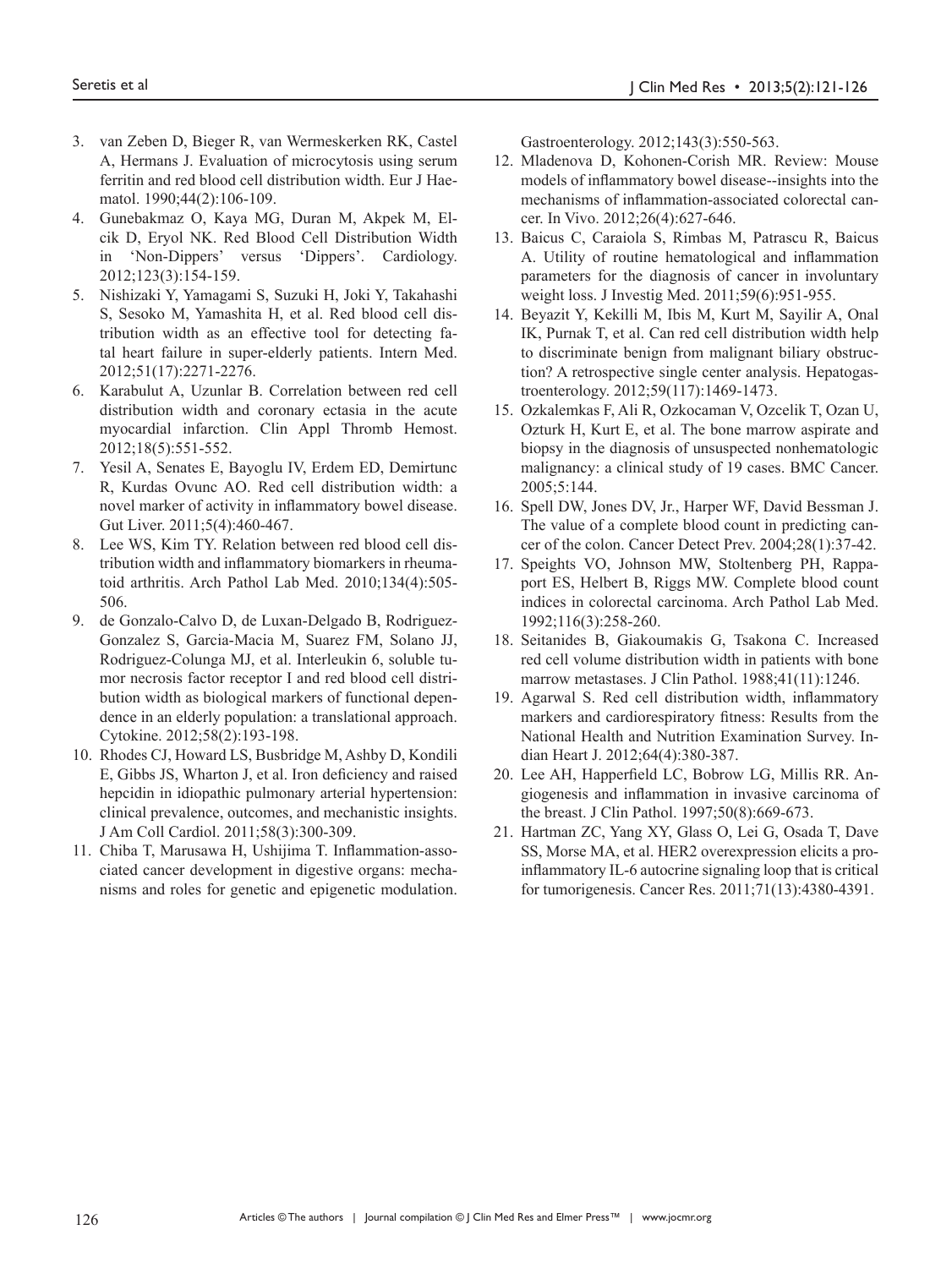3. van Zeben D, Bieger R, van Wermeskerken RK, Castel A, Hermans J. Evaluation of microcytosis using serum ferritin and red blood cell distribution width. Eur J Haematol. 1990;44(2):106-109.
4. Gunebakmaz O, Kaya MG, Duran M, Akpek M, Elcik D, Eryol NK. Red Blood Cell Distribution Width in 'Non-Dippers' versus 'Dippers'. Cardiology. 2012;123(3):154-159.
5. Nishizaki Y, Yamagami S, Suzuki H, Joki Y, Takahashi S, Sesoko M, Yamashita H, et al. Red blood cell distribution width as an effective tool for detecting fatal heart failure in super-elderly patients. Intern Med. 2012;51(17):2271-2276.
6. Karabulut A, Uzunlar B. Correlation between red cell distribution width and coronary ectasia in the acute myocardial infarction. Clin Appl Thromb Hemost. 2012;18(5):551-552.
7. Yesil A, Senates E, Bayoglu IV, Erdem ED, Demirtunc R, Kurdas Ovunc AO. Red cell distribution width: a novel marker of activity in inflammatory bowel disease. Gut Liver. 2011;5(4):460-467.
8. Lee WS, Kim TY. Relation between red blood cell distribution width and inflammatory biomarkers in rheumatoid arthritis. Arch Pathol Lab Med. 2010;134(4):505-506.
9. de Gonzalo-Calvo D, de Luxan-Delgado B, Rodriguez-Gonzalez S, Garcia-Macia M, Suarez FM, Solano JJ, Rodriguez-Colunga MJ, et al. Interleukin 6, soluble tumor necrosis factor receptor I and red blood cell distribution width as biological markers of functional dependence in an elderly population: a translational approach. Cytokine. 2012;58(2):193-198.
10. Rhodes CJ, Howard LS, Busbridge M, Ashby D, Kondili E, Gibbs JS, Wharton J, et al. Iron deficiency and raised hepcidin in idiopathic pulmonary arterial hypertension: clinical prevalence, outcomes, and mechanistic insights. J Am Coll Cardiol. 2011;58(3):300-309.
11. Chiba T, Marusawa H, Ushijima T. Inflammation-associated cancer development in digestive organs: mechanisms and roles for genetic and epigenetic modulation. Gastroenterology. 2012;143(3):550-563.
12. Mladenova D, Kohonen-Corish MR. Review: Mouse models of inflammatory bowel disease--insights into the mechanisms of inflammation-associated colorectal cancer. In Vivo. 2012;26(4):627-646.
13. Baicus C, Caraiola S, Rimbas M, Patrascu R, Baicus A. Utility of routine hematological and inflammation parameters for the diagnosis of cancer in involuntary weight loss. J Investig Med. 2011;59(6):951-955.
14. Beyazit Y, Kekilli M, Ibis M, Kurt M, Sayilir A, Onal IK, Purnak T, et al. Can red cell distribution width help to discriminate benign from malignant biliary obstruction? A retrospective single center analysis. Hepatogastroenterology. 2012;59(117):1469-1473.
15. Ozkalemkas F, Ali R, Ozkocaman V, Ozcelik T, Ozan U, Ozturk H, Kurt E, et al. The bone marrow aspirate and biopsy in the diagnosis of unsuspected nonhematologic malignancy: a clinical study of 19 cases. BMC Cancer. 2005;5:144.
16. Spell DW, Jones DV, Jr., Harper WF, David Bessman J. The value of a complete blood count in predicting cancer of the colon. Cancer Detect Prev. 2004;28(1):37-42.
17. Speights VO, Johnson MW, Stoltenberg PH, Rappaport ES, Helbert B, Riggs MW. Complete blood count indices in colorectal carcinoma. Arch Pathol Lab Med. 1992;116(3):258-260.
18. Seitanides B, Giakoumakis G, Tsakona C. Increased red cell volume distribution width in patients with bone marrow metastases. J Clin Pathol. 1988;41(11):1246.
19. Agarwal S. Red cell distribution width, inflammatory markers and cardiorespiratory fitness: Results from the National Health and Nutrition Examination Survey. Indian Heart J. 2012;64(4):380-387.
20. Lee AH, Happerfield LC, Bobrow LG, Millis RR. Angiogenesis and inflammation in invasive carcinoma of the breast. J Clin Pathol. 1997;50(8):669-673.
21. Hartman ZC, Yang XY, Glass O, Lei G, Osada T, Dave SS, Morse MA, et al. HER2 overexpression elicits a proinflammatory IL-6 autocrine signaling loop that is critical for tumorigenesis. Cancer Res. 2011;71(13):4380-4391.